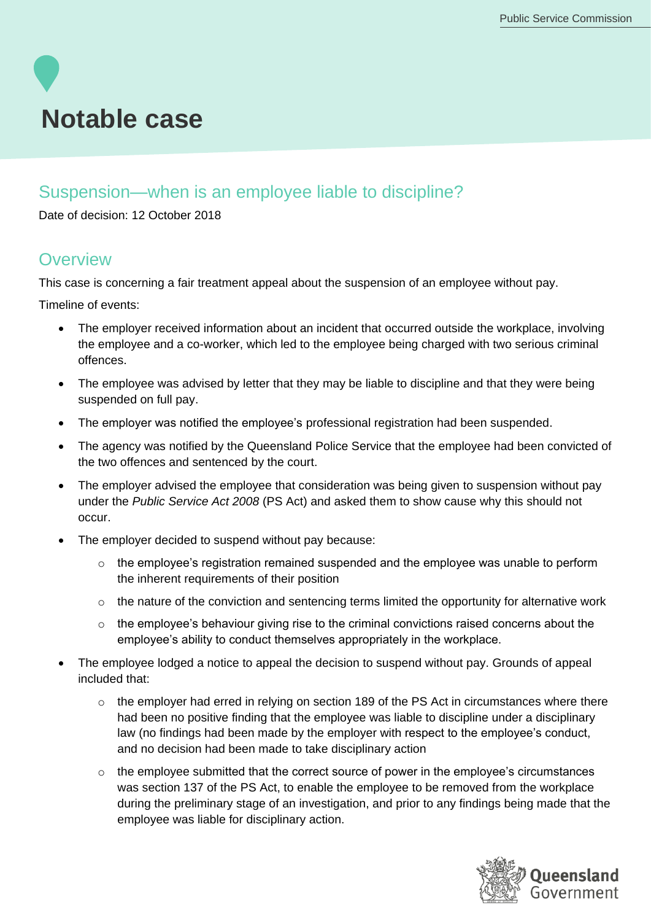# Notable case

## Suspension—when is an employee liable to discipline?

Date of decision: 12 October 2018

## Overview

This case is concerning a fair treatment appeal about the suspension of an employee without pay.

Timeline of events:

- The employer received information about an incident that occurred outside the workplace, involving the employee and a co-worker, which led to the employee being charged with two serious criminal offences.
- The employee was advised by letter that they may be liable to discipline and that they were being suspended on full pay.
- The employer was notified the employee's professional registration had been suspended.
- The agency was notified by the Queensland Police Service that the employee had been convicted of the two offences and sentenced by the court.
- The employer advised the employee that consideration was being given to suspension without pay under the *Public Service Act 2008* (PS Act) and asked them to show cause why this should not occur.
- The employer decided to suspend without pay because:
  - the employee's registration remained suspended and the employee was unable to perform the inherent requirements of their position
  - the nature of the conviction and sentencing terms limited the opportunity for alternative work
  - the employee's behaviour giving rise to the criminal convictions raised concerns about the employee's ability to conduct themselves appropriately in the workplace.
- The employee lodged a notice to appeal the decision to suspend without pay. Grounds of appeal included that:
  - the employer had erred in relying on section 189 of the PS Act in circumstances where there had been no positive finding that the employee was liable to discipline under a disciplinary law (no findings had been made by the employer with respect to the employee's conduct, and no decision had been made to take disciplinary action
  - the employee submitted that the correct source of power in the employee's circumstances was section 137 of the PS Act, to enable the employee to be removed from the workplace during the preliminary stage of an investigation, and prior to any findings being made that the employee was liable for disciplinary action.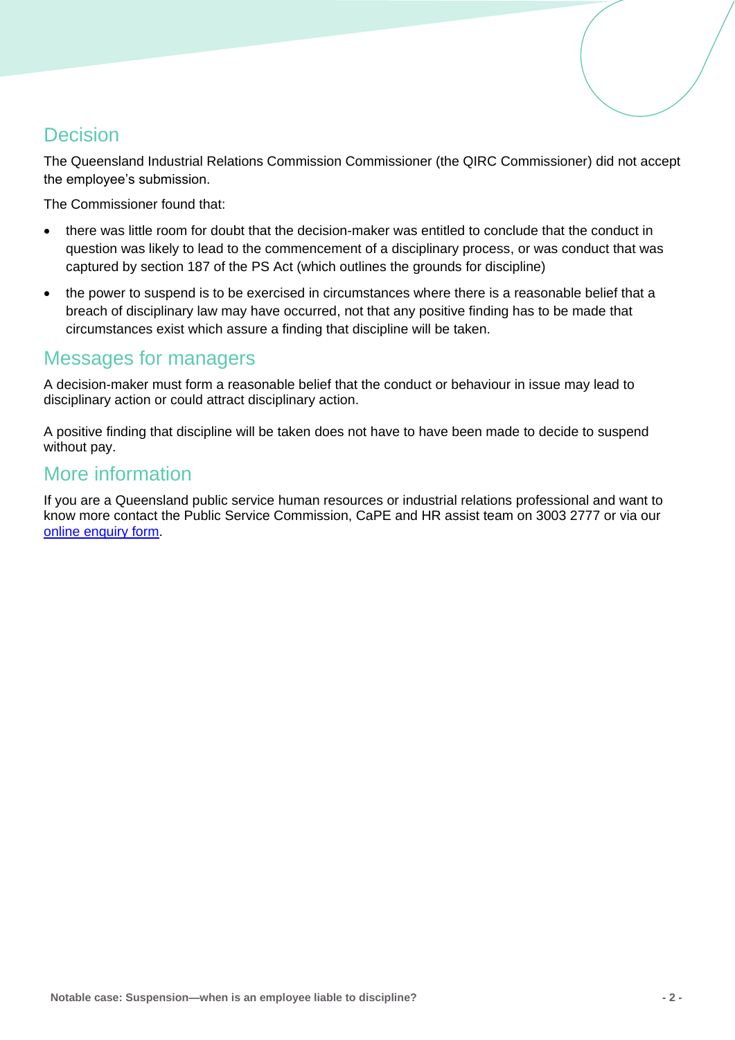## Decision

The Queensland Industrial Relations Commission Commissioner (the QIRC Commissioner) did not accept the employee's submission.

The Commissioner found that:

- there was little room for doubt that the decision-maker was entitled to conclude that the conduct in question was likely to lead to the commencement of a disciplinary process, or was conduct that was captured by section 187 of the PS Act (which outlines the grounds for discipline)
- the power to suspend is to be exercised in circumstances where there is a reasonable belief that a breach of disciplinary law may have occurred, not that any positive finding has to be made that circumstances exist which assure a finding that discipline will be taken.

## Messages for managers

A decision-maker must form a reasonable belief that the conduct or behaviour in issue may lead to disciplinary action or could attract disciplinary action.

A positive finding that discipline will be taken does not have to have been made to decide to suspend without pay.

## More information

If you are a Queensland public service human resources or industrial relations professional and want to know more contact the Public Service Commission, CaPE and HR assist team on 3003 2777 or via our [online enquiry form](#).